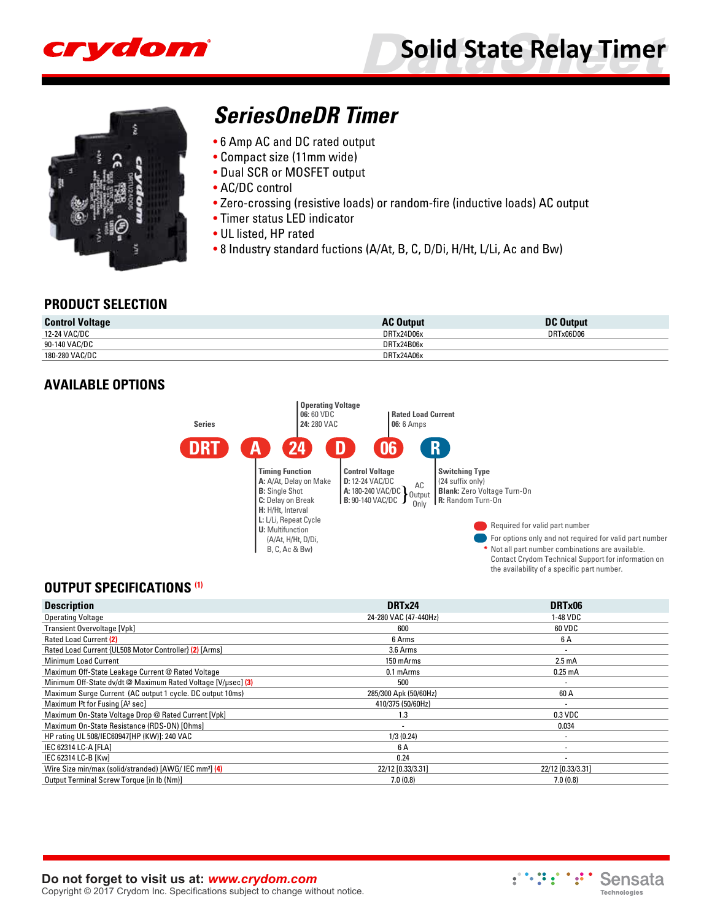# Solid State Relay Timer

## SeriesOneDR Timer

- 6 Amp AC and DC rated output
- Compact size (11mm wide)
- Dual SCR or MOSFET output
- AC/DC control
- Zero-crossing (resistive loads) or random-fire (inductive loads) AC output
- Timer status LED indicator
- UL listed, HP rated
- 8 Industry standard fuctions (A/At, B, C, D/Di, H/Ht, L/Li, Ac and Bw)

## PRODUCT SELECTION

| Control Voltage | AC Output | DC Output |
|---|---|---|
| 12-24 VAC/DC | DRTx24D06x | DRTx06D06 |
| 90-140 VAC/DC | DRTx24B06x | |
| 180-280 VAC/DC | DRTx24A06x | |

## AVAILABLE OPTIONS

**DRT** **A** **24** **D** **06** **R**

- **Series**: DRT
- **Timing Function**:
  - **A:** A/At, Delay on Make
  - **B:** Single Shot
  - **C:** Delay on Break
  - **H:** H/Ht, Interval
  - **L:** L/Li, Repeat Cycle
  - **U:** Multifunction (A/At, H/Ht, D/Di, B, C, Ac & Bw)
- **Operating Voltage**:
  - **06:** 60 VDC
  - **24:** 280 VAC
- **Control Voltage**:
  - **D:** 12-24 VAC/DC
  - **A:** 180-240 VAC/DC (AC Output Only)
  - **B:** 90-140 VAC/DC (AC Output Only)
- **Rated Load Current**:
  - **06:** 6 Amps
- **Switching Type** (24 suffix only):
  - **Blank:** Zero Voltage Turn-On
  - **R:** Random Turn-On

Red: Required for valid part number

Blue: For options only and not required for valid part number

\* Not all part number combinations are available. Contact Crydom Technical Support for information on the availability of a specific part number.

## OUTPUT SPECIFICATIONS (1)

| Description | DRTx24 | DRTx06 |
|---|---|---|
| Operating Voltage | 24-280 VAC (47-440Hz) | 1-48 VDC |
| Transient Overvoltage [Vpk] | 600 | 60 VDC |
| Rated Load Current (2) | 6 Arms | 6 A |
| Rated Load Current {UL508 Motor Controller} (2) [Arms] | 3.6 Arms | - |
| Minimum Load Current | 150 mArms | 2.5 mA |
| Maximum Off-State Leakage Current @ Rated Voltage | 0.1 mArms | 0.25 mA |
| Minimum Off-State dv/dt @ Maximum Rated Voltage [V/μsec] (3) | 500 | - |
| Maximum Surge Current (AC output 1 cycle. DC output 10ms) | 285/300 Apk (50/60Hz) | 60 A |
| Maximum I²t for Fusing [A² sec] | 410/375 (50/60Hz) | - |
| Maximum On-State Voltage Drop @ Rated Current [Vpk] | 1.3 | 0.3 VDC |
| Maximum On-State Resistance (RDS-ON) [Ohms] | - | 0.034 |
| HP rating UL 508/IEC60947[HP (KW)]: 240 VAC | 1/3 (0.24) | - |
| IEC 62314 LC-A [FLA] | 6 A | - |
| IEC 62314 LC-B [Kw] | 0.24 | - |
| Wire Size min/max (solid/stranded) [AWG/ IEC mm²] (4) | 22/12 [0.33/3.31] | 22/12 [0.33/3.31] |
| Output Terminal Screw Torque [in lb (Nm)] | 7.0 (0.8) | 7.0 (0.8) |

Do not forget to visit us at: *www.crydom.com*
Copyright © 2017 Crydom Inc. Specifications subject to change without notice.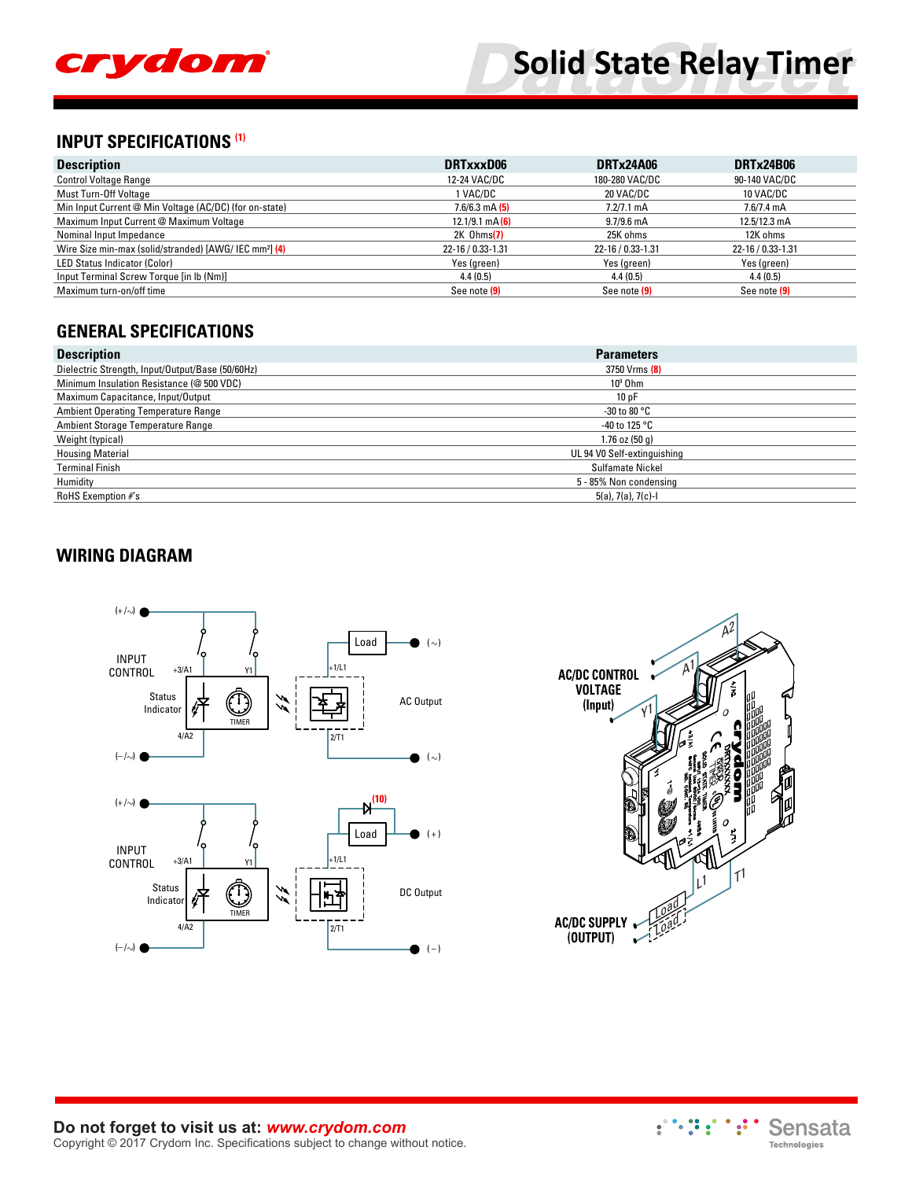# Solid State Relay Timer

## INPUT SPECIFICATIONS (1)

| Description | DRTxxxD06 | DRTx24A06 | DRTx24B06 |
|---|---|---|---|
| Control Voltage Range | 12-24 VAC/DC | 180-280 VAC/DC | 90-140 VAC/DC |
| Must Turn-Off Voltage | 1 VAC/DC | 20 VAC/DC | 10 VAC/DC |
| Min Input Current @ Min Voltage (AC/DC) (for on-state) | 7.6/6.3 mA (5) | 7.2/7.1 mA | 7.6/7.4 mA |
| Maximum Input Current @ Maximum Voltage | 12.1/9.1 mA (6) | 9.7/9.6 mA | 12.5/12.3 mA |
| Nominal Input Impedance | 2K Ohms (7) | 25K ohms | 12K ohms |
| Wire Size min-max (solid/stranded) [AWG/ IEC mm²] (4) | 22-16 / 0.33-1.31 | 22-16 / 0.33-1.31 | 22-16 / 0.33-1.31 |
| LED Status Indicator (Color) | Yes (green) | Yes (green) | Yes (green) |
| Input Terminal Screw Torque [in lb (Nm)] | 4.4 (0.5) | 4.4 (0.5) | 4.4 (0.5) |
| Maximum turn-on/off time | See note (9) | See note (9) | See note (9) |

## GENERAL SPECIFICATIONS

| Description | Parameters |
|---|---|
| Dielectric Strength, Input/Output/Base (50/60Hz) | 3750 Vrms (8) |
| Minimum Insulation Resistance (@ 500 VDC) | $10^9$ Ohm |
| Maximum Capacitance, Input/Output | 10 pF |
| Ambient Operating Temperature Range | -30 to 80 °C |
| Ambient Storage Temperature Range | -40 to 125 °C |
| Weight (typical) | 1.76 oz (50 g) |
| Housing Material | UL 94 V0 Self-extinguishing |
| Terminal Finish | Sulfamate Nickel |
| Humidity | 5 - 85% Non condensing |
| RoHS Exemption #'s | 5(a), 7(a), 7(c)-I |

## WIRING DIAGRAM

(+/~) INPUT CONTROL +3/A1 Y1 Status Indicator TIMER 4/A2 (−/~) Load (~) +1/L1 AC Output 2/T1 (~)

(+/~) INPUT CONTROL +3/A1 Y1 Status Indicator TIMER 4/A2 (−/~) (10) Load (+) +1/L1 DC Output 2/T1 (−)

AC/DC CONTROL VOLTAGE (Input) A2 A1 Y1

AC/DC SUPPLY (OUTPUT) L1 T1 Load Load

**Do not forget to visit us at:** ***www.crydom.com***
Copyright © 2017 Crydom Inc. Specifications subject to change without notice.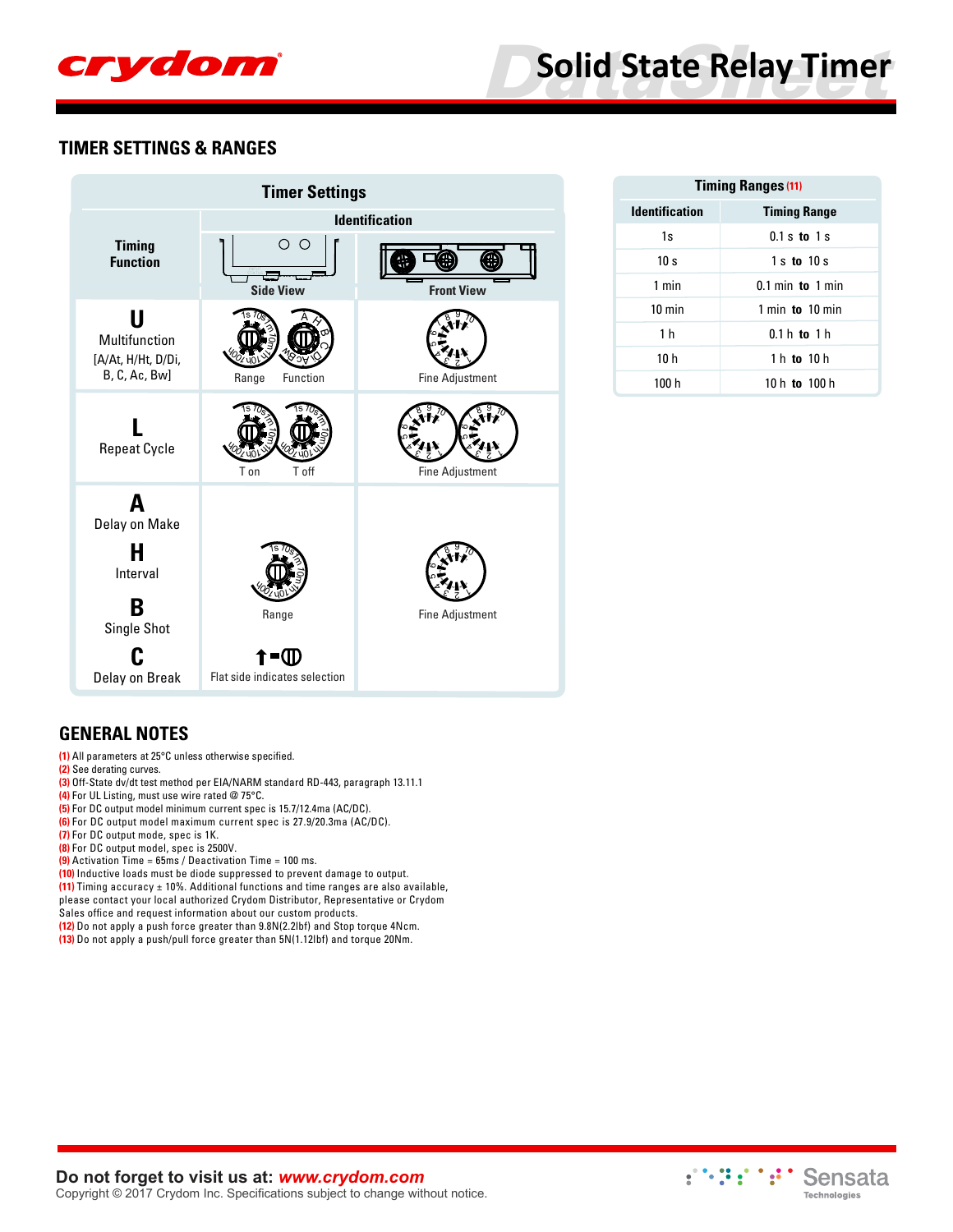## TIMER SETTINGS & RANGES

| Timer Settings | | |
|---|---|---|
| Timing Function | Identification | |
| | Side View | Front View |
| **U** Multifunction [A/At, H/Ht, D/Di, B, C, Ac, Bw] | Range, Function | Fine Adjustment |
| **L** Repeat Cycle | T on, T off | Fine Adjustment |
| **A** Delay on Make; **H** Interval; **B** Single Shot; **C** Delay on Break | Range (Flat side indicates selection) | Fine Adjustment |

| Timing Ranges (11) | |
|---|---|
| **Identification** | **Timing Range** |
| 1s | 0.1 s **to** 1 s |
| 10 s | 1 s **to** 10 s |
| 1 min | 0.1 min **to** 1 min |
| 10 min | 1 min **to** 10 min |
| 1 h | 0.1 h **to** 1 h |
| 10 h | 1 h **to** 10 h |
| 100 h | 10 h **to** 100 h |

## GENERAL NOTES

(1) All parameters at 25°C unless otherwise specified.
(2) See derating curves.
(3) Off-State dv/dt test method per EIA/NARM standard RD-443, paragraph 13.11.1
(4) For UL Listing, must use wire rated @ 75°C.
(5) For DC output model minimum current spec is 15.7/12.4ma (AC/DC).
(6) For DC output model maximum current spec is 27.9/20.3ma (AC/DC).
(7) For DC output mode, spec is 1K.
(8) For DC output model, spec is 2500V.
(9) Activation Time = 65ms / Deactivation Time = 100 ms.
(10) Inductive loads must be diode suppressed to prevent damage to output.
(11) Timing accuracy ± 10%. Additional functions and time ranges are also available, please contact your local authorized Crydom Distributor, Representative or Crydom Sales office and request information about our custom products.
(12) Do not apply a push force greater than 9.8N(2.2lbf) and Stop torque 4Ncm.
(13) Do not apply a push/pull force greater than 5N(1.12lbf) and torque 20Nm.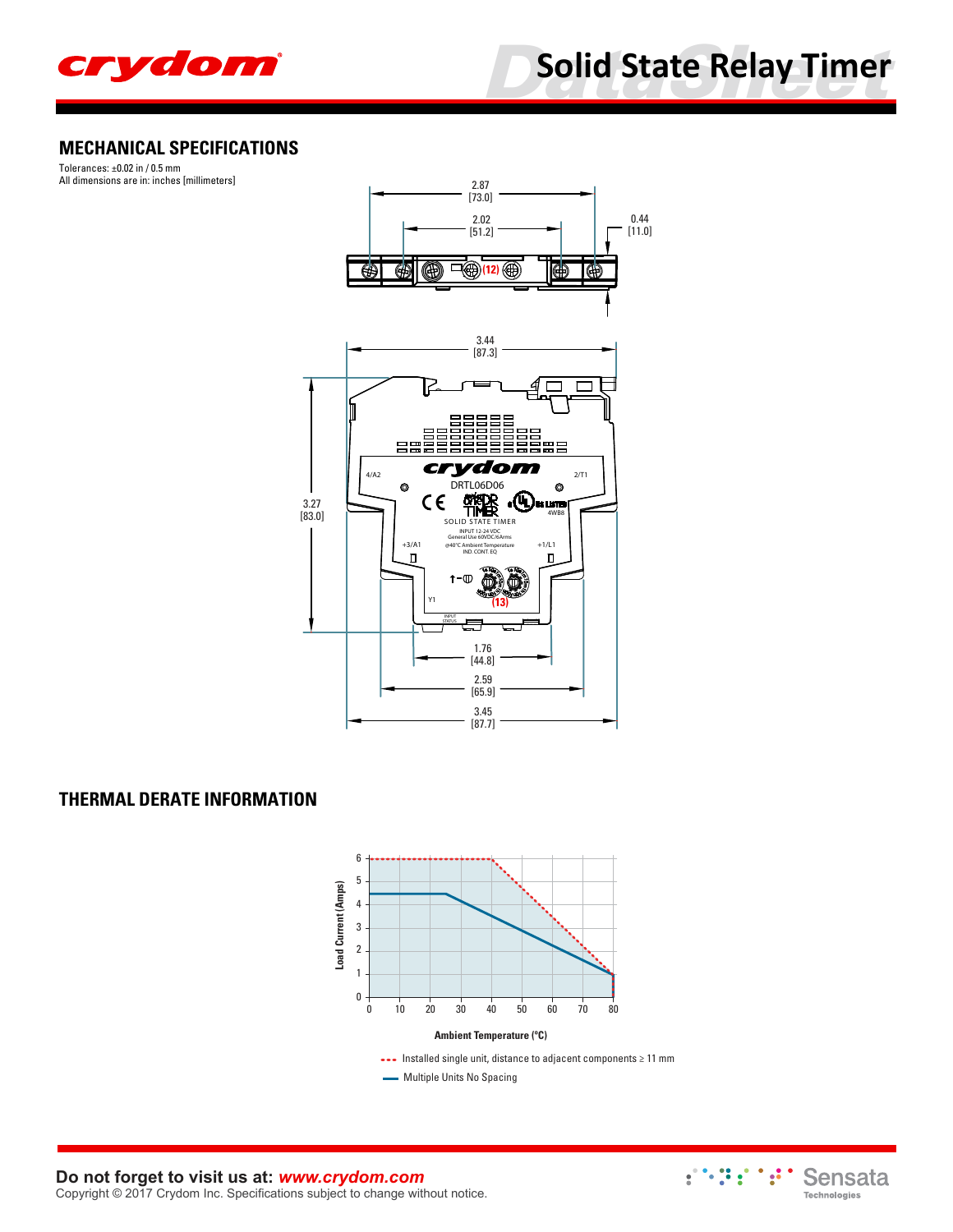## MECHANICAL SPECIFICATIONS

Tolerances: ±0.02 in / 0.5 mm
All dimensions are in: inches [millimeters]

2.87 [73.0]
2.02 [51.2]
0.44 [11.0]
(12)

3.44 [87.3]
3.27 [83.0]
1.76 [44.8]
2.59 [65.9]
3.45 [87.7]
(13)

## THERMAL DERATE INFORMATION

Load Current (Amps)

Ambient Temperature (°C)

- - - Installed single unit, distance to adjacent components ≥ 11 mm
— Multiple Units No Spacing

**Do not forget to visit us at:** ***www.crydom.com***
Copyright © 2017 Crydom Inc. Specifications subject to change without notice.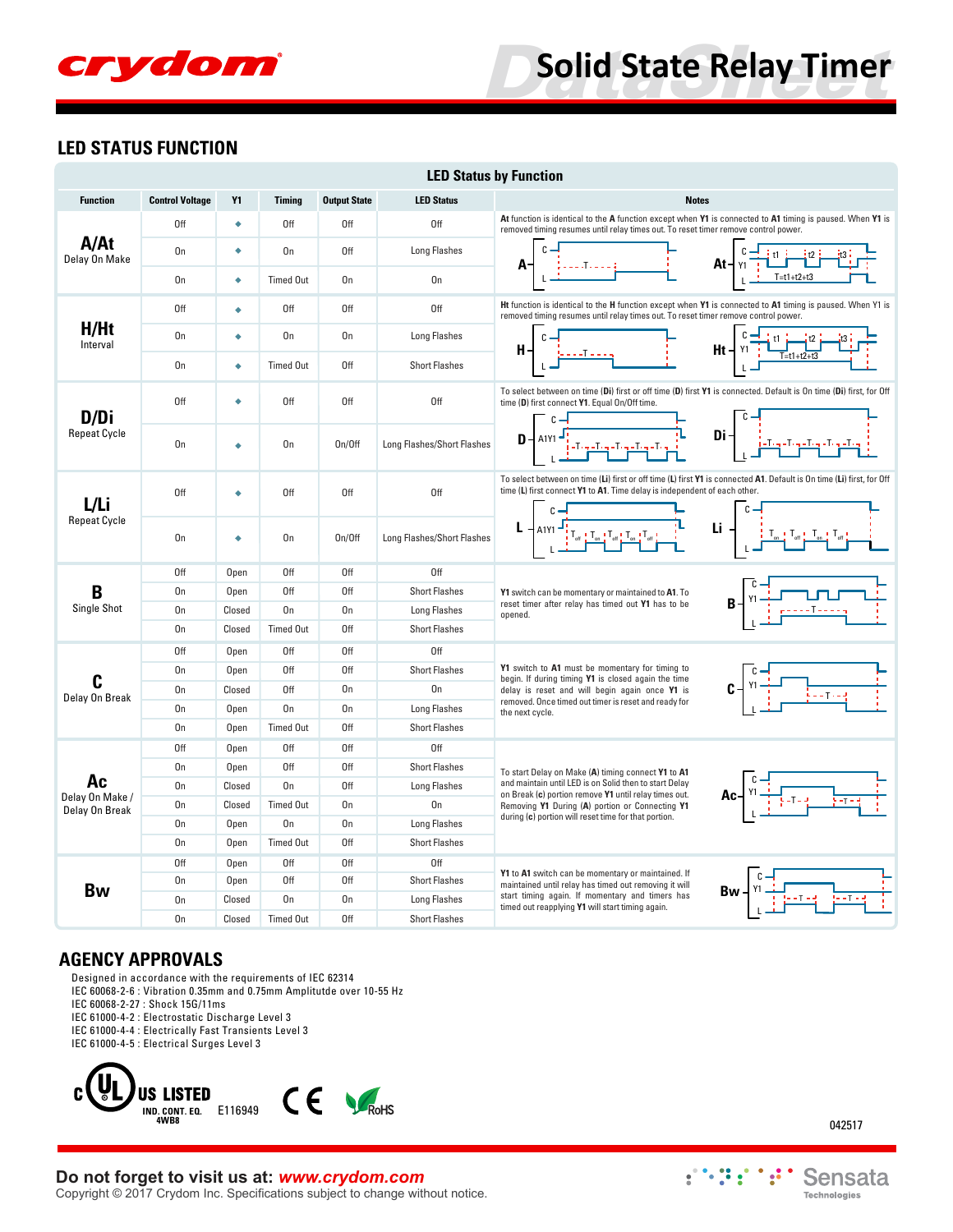## LED STATUS FUNCTION

**LED Status by Function**

| Function | Control Voltage | Y1 | Timing | Output State | LED Status | Notes |
|---|---|---|---|---|---|---|
| **A/At** Delay On Make | Off | ◆ | Off | Off | Off | **At** function is identical to the **A** function except when **Y1** is connected to **A1** timing is paused. When **Y1** is removed timing resumes until relay times out. To reset timer remove control power. |
| | On | ◆ | On | Off | Long Flashes | |
| | On | ◆ | Timed Out | On | On | |
| **H/Ht** Interval | Off | ◆ | Off | Off | Off | **Ht** function is identical to the **H** function except when **Y1** is connected to **A1** timing is paused. When Y1 is removed timing resumes until relay times out. To reset timer remove control power. |
| | On | ◆ | On | On | Long Flashes | |
| | On | ◆ | Timed Out | Off | Short Flashes | |
| **D/Di** Repeat Cycle | Off | ◆ | Off | Off | Off | To select between on time (**Di**) first or off time (**D**) first **Y1** is connected. Default is On time (**Di**) first, for Off time (**D**) first connect **Y1**. Equal On/Off time. |
| | On | ◆ | On | On/Off | Long Flashes/Short Flashes | |
| **L/Li** Repeat Cycle | Off | ◆ | Off | Off | Off | To select between on time (**Li**) first or off time (**L**) first **Y1** is connected **A1**. Default is On time (**Li**) first, for Off time (**L**) first connect **Y1** to **A1**. Time delay is independent of each other. |
| | On | ◆ | On | On/Off | Long Flashes/Short Flashes | |
| **B** Single Shot | Off | Open | Off | Off | Off | **Y1** switch can be momentary or maintained to **A1**. To reset timer after relay has timed out **Y1** has to be opened. |
| | On | Open | Off | Off | Short Flashes | |
| | On | Closed | On | On | Long Flashes | |
| | On | Closed | Timed Out | Off | Short Flashes | |
| **C** Delay On Break | Off | Open | Off | Off | Off | **Y1** switch to **A1** must be momentary for timing to begin. If during timing **Y1** is closed again the time delay is reset and will begin again once **Y1** is removed. Once timed out timer is reset and ready for the next cycle. |
| | On | Open | Off | Off | Short Flashes | |
| | On | Closed | Off | On | On | |
| | On | Open | On | On | Long Flashes | |
| | On | Open | Timed Out | Off | Short Flashes | |
| **Ac** Delay On Make / Delay On Break | Off | Open | Off | Off | Off | To start Delay on Make (**A**) timing connect **Y1** to **A1** and maintain until LED is on Solid then to start Delay on Break (**c**) portion remove **Y1** until relay times out. Removing **Y1** During (**A**) portion or Connecting **Y1** during (**c**) portion will reset time for that portion. |
| | On | Open | Off | Off | Short Flashes | |
| | On | Closed | On | Off | Long Flashes | |
| | On | Closed | Timed Out | On | On | |
| | On | Open | On | On | Long Flashes | |
| | On | Open | Timed Out | Off | Short Flashes | |
| **Bw** | Off | Open | Off | Off | Off | **Y1** to **A1** switch can be momentary or maintained. If maintained until relay has timed out removing it will start timing again. If momentary and timers has timed out reapplying **Y1** will start timing again. |
| | On | Open | Off | Off | Short Flashes | |
| | On | Closed | On | On | Long Flashes | |
| | On | Closed | Timed Out | Off | Short Flashes | |

## AGENCY APPROVALS

Designed in accordance with the requirements of IEC 62314
IEC 60068-2-6 : Vibration 0.35mm and 0.75mm Amplitutde over 10-55 Hz
IEC 60068-2-27 : Shock 15G/11ms
IEC 61000-4-2 : Electrostatic Discharge Level 3
IEC 61000-4-4 : Electrically Fast Transients Level 3
IEC 61000-4-5 : Electrical Surges Level 3

c UL US LISTED IND. CONT. EQ. 4WB8 E116949 CE RoHS

042517

**Do not forget to visit us at: *www.crydom.com***
Copyright © 2017 Crydom Inc. Specifications subject to change without notice.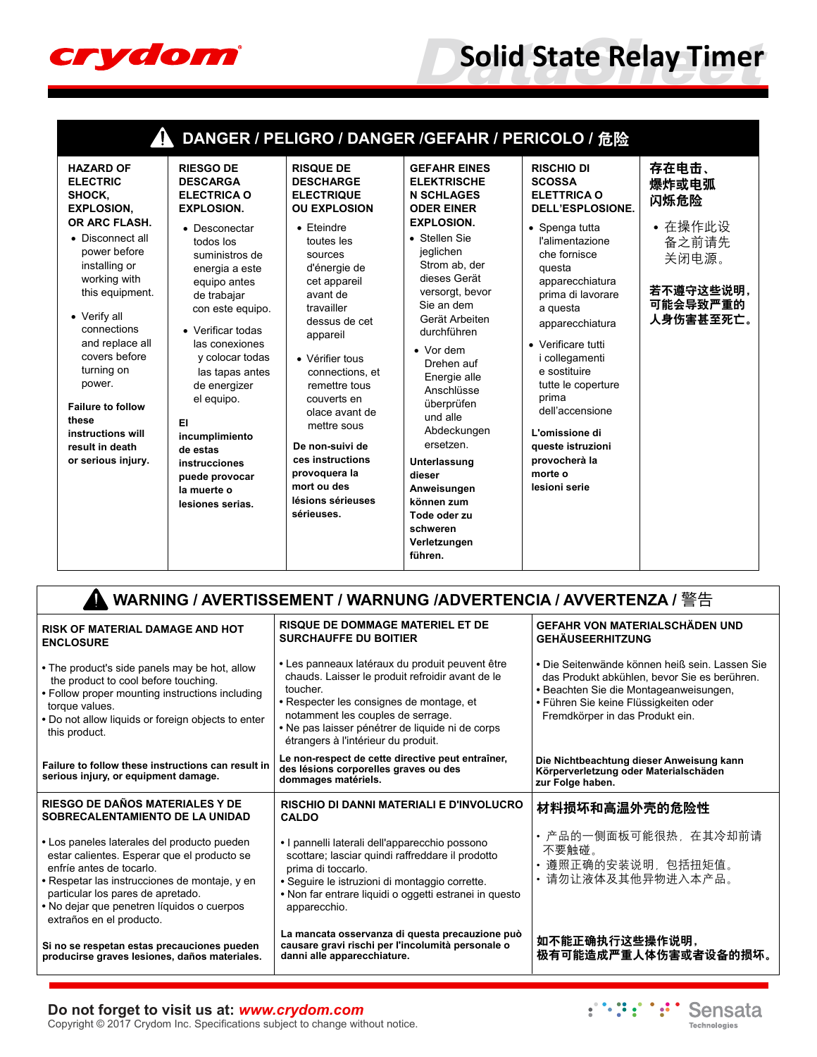## DANGER / PELIGRO / DANGER /GEFAHR / PERICOLO / 危险

**HAZARD OF ELECTRIC SHOCK, EXPLOSION, OR ARC FLASH.**

- Disconnect all power before installing or working with this equipment.
- Verify all connections and replace all covers before turning on power.

**Failure to follow these instructions will result in death or serious injury.**

**RIESGO DE DESCARGA ELECTRICA O EXPLOSION.**

- Desconectar todos los suministros de energia a este equipo antes de trabajar con este equipo.
- Verificar todas las conexiones y colocar todas las tapas antes de energizer el equipo.

**El incumplimiento de estas instrucciones puede provocar la muerte o lesiones serias.**

**RISQUE DE DESCHARGE ELECTRIQUE OU EXPLOSION**

- Eteindre toutes les sources d'énergie de cet appareil avant de travailler dessus de cet appareil
- Vérifier tous connections, et remettre tous couverts en olace avant de mettre sous

**De non-suivi de ces instructions provoquera la mort ou des lésions sérieuses sérieuses.**

**GEFAHR EINES ELEKTRISCHE N SCHLAGES ODER EINER EXPLOSION.**

- Stellen Sie jeglichen Strom ab, der dieses Gerät versorgt, bevor Sie an dem Gerät Arbeiten durchführen
- Vor dem Drehen auf Energie alle Anschlüsse überprüfen und alle Abdeckungen ersetzen.

**Unterlassung dieser Anweisungen können zum Tode oder zu schweren Verletzungen führen.**

**RISCHIO DI SCOSSA ELETTRICA O DELL'ESPLOSIONE.**

- Spenga tutta l'alimentazione che fornisce questa apparecchiatura prima di lavorare a questa apparecchiatura
- Verificare tutti i collegamenti e sostituire tutte le coperture prima dell'accensione

**L'omissione di queste istruzioni provocherà la morte o lesioni serie**

**存在电击、爆炸或电弧闪烁危险**

- 在操作此设备之前请先关闭电源。

**若不遵守这些说明，可能会导致严重的人身伤害甚至死亡。**

## WARNING / AVERTISSEMENT / WARNUNG /ADVERTENCIA / AVVERTENZA / 警告

**RISK OF MATERIAL DAMAGE AND HOT ENCLOSURE**

- The product's side panels may be hot, allow the product to cool before touching.
- Follow proper mounting instructions including torque values.
- Do not allow liquids or foreign objects to enter this product.

**Failure to follow these instructions can result in serious injury, or equipment damage.**

**RISQUE DE DOMMAGE MATERIEL ET DE SURCHAUFFE DU BOITIER**

- Les panneaux latéraux du produit peuvent être chauds. Laisser le produit refroidir avant de le toucher.
- Respecter les consignes de montage, et notamment les couples de serrage.
- Ne pas laisser pénétrer de liquide ni de corps étrangers à l'intérieur du produit.

**Le non-respect de cette directive peut entraîner, des lésions corporelles graves ou des dommages matériels.**

**GEFAHR VON MATERIALSCHÄDEN UND GEHÄUSEERHITZUNG**

- Die Seitenwände können heiß sein. Lassen Sie das Produkt abkühlen, bevor Sie es berühren.
- Beachten Sie die Montageanweisungen,
- Führen Sie keine Flüssigkeiten oder Fremdkörper in das Produkt ein.

**Die Nichtbeachtung dieser Anweisung kann Körperverletzung oder Materialschäden zur Folge haben.**

**RIESGO DE DAÑOS MATERIALES Y DE SOBRECALENTAMIENTO DE LA UNIDAD**

- Los paneles laterales del producto pueden estar calientes. Esperar que el producto se enfríe antes de tocarlo.
- Respetar las instrucciones de montaje, y en particular los pares de apretado.
- No dejar que penetren líquidos o cuerpos extraños en el producto.

**Si no se respetan estas precauciones pueden producirse graves lesiones, daños materiales.**

**RISCHIO DI DANNI MATERIALI E D'INVOLUCRO CALDO**

- I pannelli laterali dell'apparecchio possono scottare; lasciar quindi raffreddare il prodotto prima di toccarlo.
- Seguire le istruzioni di montaggio corrette.
- Non far entrare liquidi o oggetti estranei in questo apparecchio.

**La mancata osservanza di questa precauzione può causare gravi rischi per l'incolumità personale o danni alle apparecchiature.**

**材料损坏和高温外壳的危险性**

- 产品的一侧面板可能很热，在其冷却前请不要触碰。
- 遵照正确的安装说明，包括扭矩值。
- 请勿让液体及其他异物进入本产品。

**如不能正确执行这些操作说明，极有可能造成严重人体伤害或者设备的损坏。**

**Do not forget to visit us at: *www.crydom.com***

Copyright © 2017 Crydom Inc. Specifications subject to change without notice.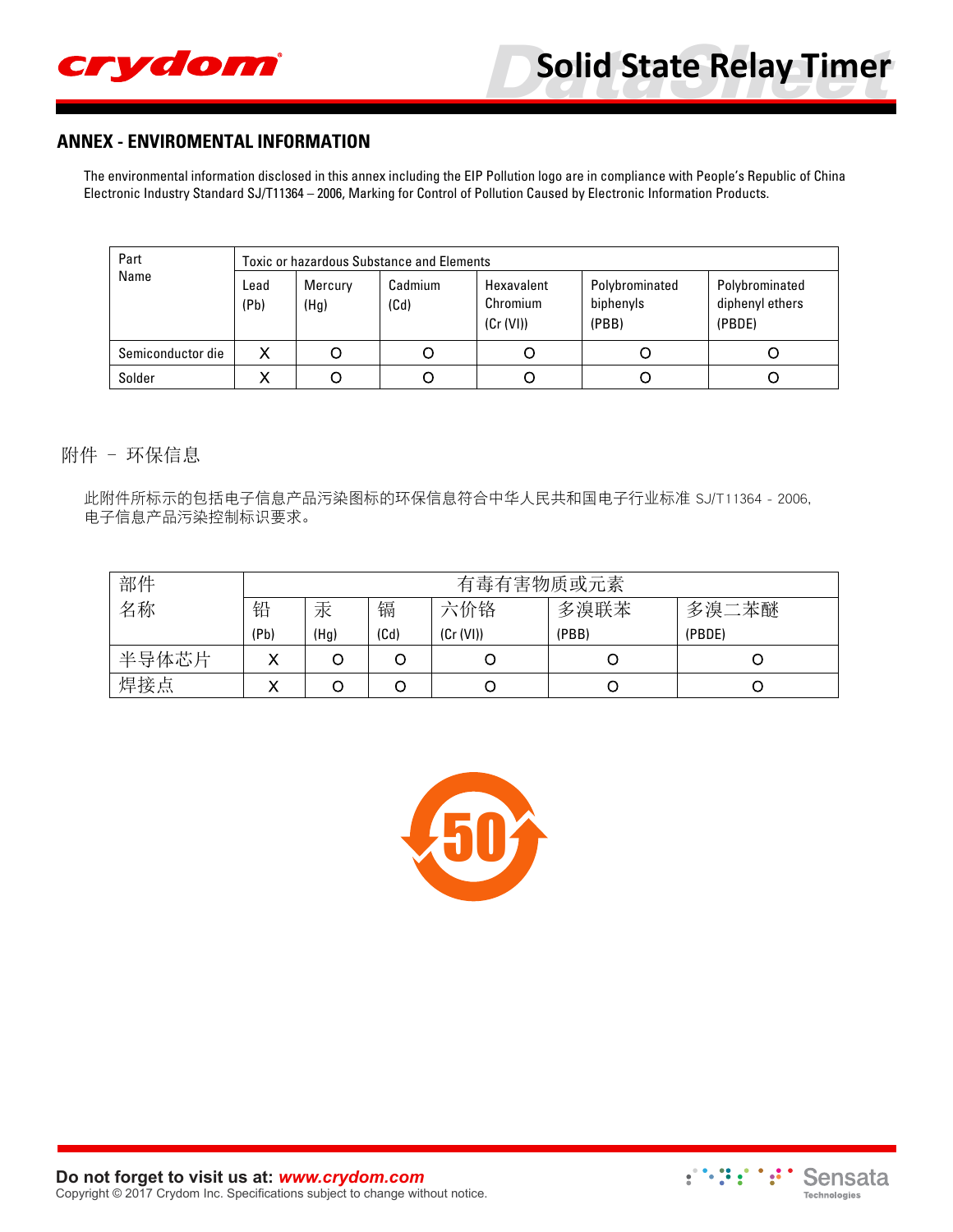## ANNEX - ENVIROMENTAL INFORMATION

The environmental information disclosed in this annex including the EIP Pollution logo are in compliance with People's Republic of China Electronic Industry Standard SJ/T11364 – 2006, Marking for Control of Pollution Caused by Electronic Information Products.

| Part Name | Toxic or hazardous Substance and Elements | | | | | |
|---|---|---|---|---|---|---|
| | Lead (Pb) | Mercury (Hg) | Cadmium (Cd) | Hexavalent Chromium (Cr (VI)) | Polybrominated biphenyls (PBB) | Polybrominated diphenyl ethers (PBDE) |
| Semiconductor die | X | O | O | O | O | O |
| Solder | X | O | O | O | O | O |

附件 – 环保信息

此附件所标示的包括电子信息产品污染图标的环保信息符合中华人民共和国电子行业标准 SJ/T11364 - 2006, 电子信息产品污染控制标识要求。

| 部件名称 | 有毒有害物质或元素 | | | | | |
|---|---|---|---|---|---|---|
| | 铅 (Pb) | 汞 (Hg) | 镉 (Cd) | 六价铬 (Cr (VI)) | 多溴联苯 (PBB) | 多溴二苯醚 (PBDE) |
| 半导体芯片 | X | O | O | O | O | O |
| 焊接点 | X | O | O | O | O | O |

50

**Do not forget to visit us at:** ***www.crydom.com***
Copyright © 2017 Crydom Inc. Specifications subject to change without notice.